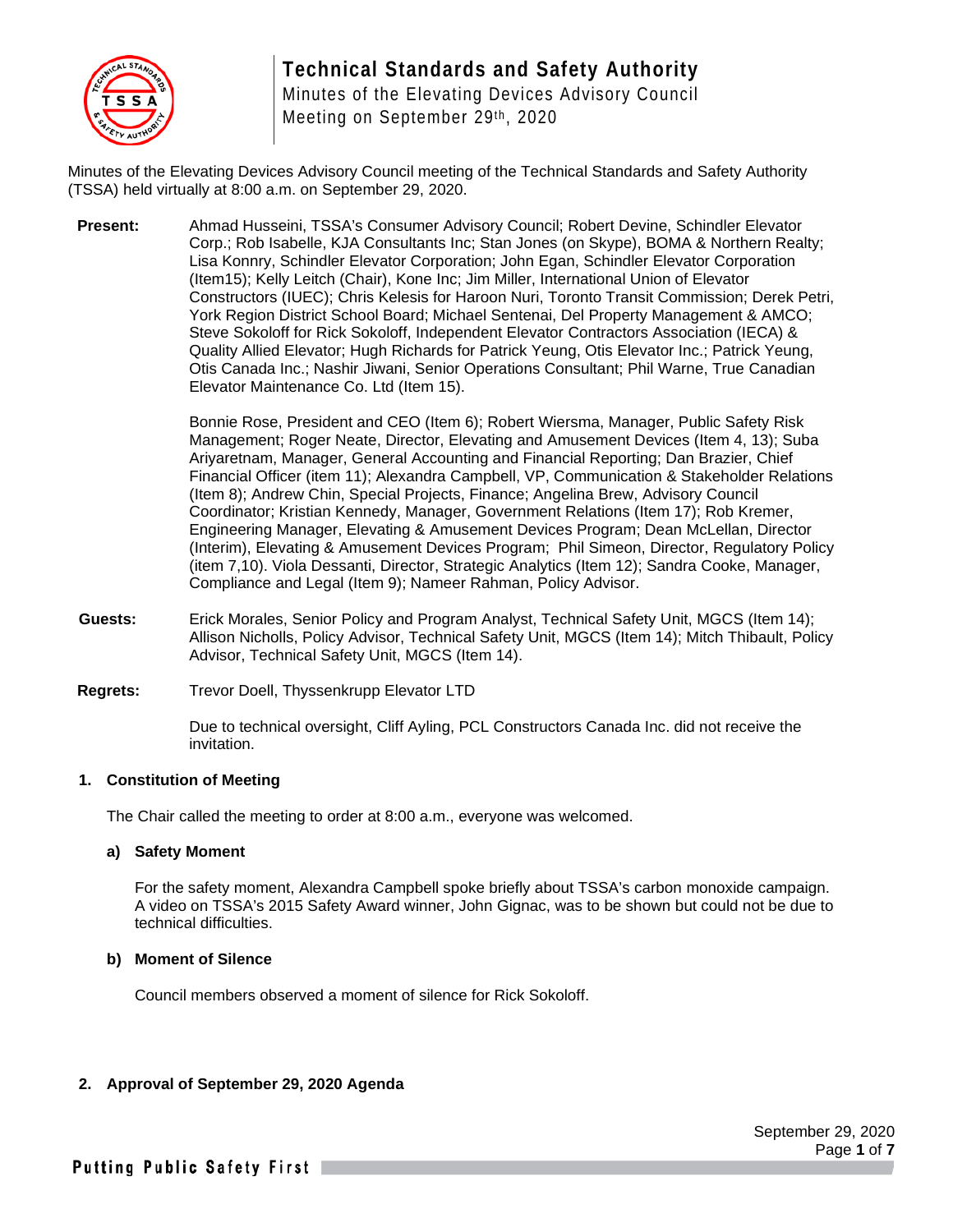# Technical Standards and Safety Authority

Minutes of the Elevating Devices Advisory Council
Meeting on September 29th, 2020

Minutes of the Elevating Devices Advisory Council meeting of the Technical Standards and Safety Authority (TSSA) held virtually at 8:00 a.m. on September 29, 2020.

**Present:** Ahmad Husseini, TSSA's Consumer Advisory Council; Robert Devine, Schindler Elevator Corp.; Rob Isabelle, KJA Consultants Inc; Stan Jones (on Skype), BOMA & Northern Realty; Lisa Konnry, Schindler Elevator Corporation; John Egan, Schindler Elevator Corporation (Item15); Kelly Leitch (Chair), Kone Inc; Jim Miller, International Union of Elevator Constructors (IUEC); Chris Kelesis for Haroon Nuri, Toronto Transit Commission; Derek Petri, York Region District School Board; Michael Sentenai, Del Property Management & AMCO; Steve Sokoloff for Rick Sokoloff, Independent Elevator Contractors Association (IECA) & Quality Allied Elevator; Hugh Richards for Patrick Yeung, Otis Elevator Inc.; Patrick Yeung, Otis Canada Inc.; Nashir Jiwani, Senior Operations Consultant; Phil Warne, True Canadian Elevator Maintenance Co. Ltd (Item 15).

Bonnie Rose, President and CEO (Item 6); Robert Wiersma, Manager, Public Safety Risk Management; Roger Neate, Director, Elevating and Amusement Devices (Item 4, 13); Suba Ariyaretnam, Manager, General Accounting and Financial Reporting; Dan Brazier, Chief Financial Officer (item 11); Alexandra Campbell, VP, Communication & Stakeholder Relations (Item 8); Andrew Chin, Special Projects, Finance; Angelina Brew, Advisory Council Coordinator; Kristian Kennedy, Manager, Government Relations (Item 17); Rob Kremer, Engineering Manager, Elevating & Amusement Devices Program; Dean McLellan, Director (Interim), Elevating & Amusement Devices Program; Phil Simeon, Director, Regulatory Policy (item 7,10). Viola Dessanti, Director, Strategic Analytics (Item 12); Sandra Cooke, Manager, Compliance and Legal (Item 9); Nameer Rahman, Policy Advisor.

**Guests:** Erick Morales, Senior Policy and Program Analyst, Technical Safety Unit, MGCS (Item 14); Allison Nicholls, Policy Advisor, Technical Safety Unit, MGCS (Item 14); Mitch Thibault, Policy Advisor, Technical Safety Unit, MGCS (Item 14).

**Regrets:** Trevor Doell, Thyssenkrupp Elevator LTD

Due to technical oversight, Cliff Ayling, PCL Constructors Canada Inc. did not receive the invitation.

## 1. Constitution of Meeting

The Chair called the meeting to order at 8:00 a.m., everyone was welcomed.

### a) Safety Moment

For the safety moment, Alexandra Campbell spoke briefly about TSSA's carbon monoxide campaign. A video on TSSA's 2015 Safety Award winner, John Gignac, was to be shown but could not be due to technical difficulties.

### b) Moment of Silence

Council members observed a moment of silence for Rick Sokoloff.

## 2. Approval of September 29, 2020 Agenda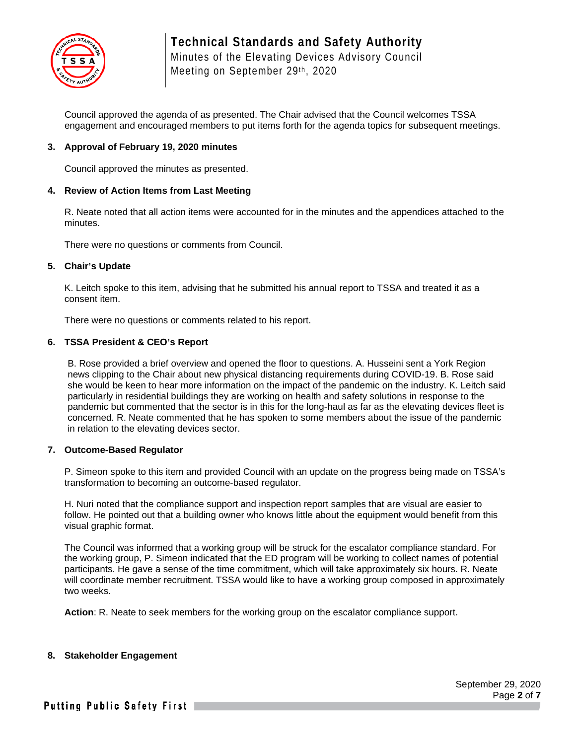Council approved the agenda of as presented. The Chair advised that the Council welcomes TSSA engagement and encouraged members to put items forth for the agenda topics for subsequent meetings.

**3. Approval of February 19, 2020 minutes**

Council approved the minutes as presented.

**4. Review of Action Items from Last Meeting**

R. Neate noted that all action items were accounted for in the minutes and the appendices attached to the minutes.

There were no questions or comments from Council.

**5. Chair's Update**

K. Leitch spoke to this item, advising that he submitted his annual report to TSSA and treated it as a consent item.

There were no questions or comments related to his report.

**6. TSSA President & CEO's Report**

B. Rose provided a brief overview and opened the floor to questions. A. Husseini sent a York Region news clipping to the Chair about new physical distancing requirements during COVID-19. B. Rose said she would be keen to hear more information on the impact of the pandemic on the industry. K. Leitch said particularly in residential buildings they are working on health and safety solutions in response to the pandemic but commented that the sector is in this for the long-haul as far as the elevating devices fleet is concerned. R. Neate commented that he has spoken to some members about the issue of the pandemic in relation to the elevating devices sector.

**7. Outcome-Based Regulator**

P. Simeon spoke to this item and provided Council with an update on the progress being made on TSSA's transformation to becoming an outcome-based regulator.

H. Nuri noted that the compliance support and inspection report samples that are visual are easier to follow. He pointed out that a building owner who knows little about the equipment would benefit from this visual graphic format.

The Council was informed that a working group will be struck for the escalator compliance standard. For the working group, P. Simeon indicated that the ED program will be working to collect names of potential participants. He gave a sense of the time commitment, which will take approximately six hours. R. Neate will coordinate member recruitment. TSSA would like to have a working group composed in approximately two weeks.

**Action**: R. Neate to seek members for the working group on the escalator compliance support.

**8. Stakeholder Engagement**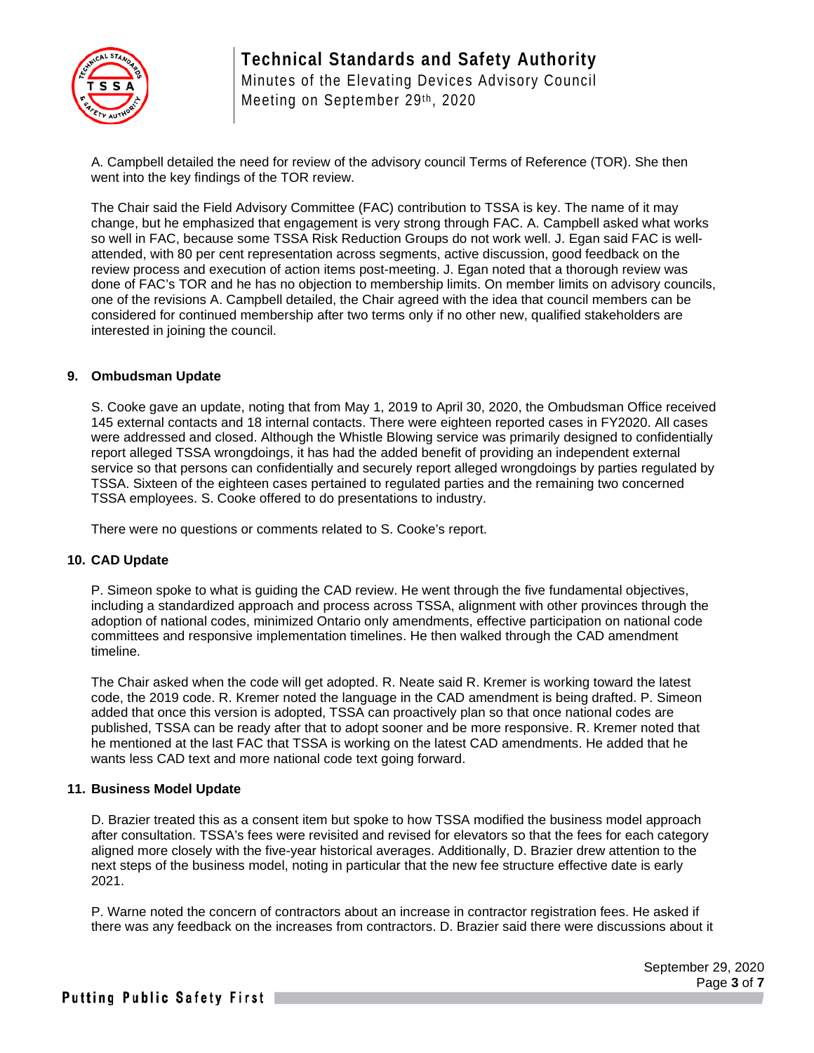A. Campbell detailed the need for review of the advisory council Terms of Reference (TOR). She then went into the key findings of the TOR review.

The Chair said the Field Advisory Committee (FAC) contribution to TSSA is key. The name of it may change, but he emphasized that engagement is very strong through FAC. A. Campbell asked what works so well in FAC, because some TSSA Risk Reduction Groups do not work well. J. Egan said FAC is well-attended, with 80 per cent representation across segments, active discussion, good feedback on the review process and execution of action items post-meeting. J. Egan noted that a thorough review was done of FAC's TOR and he has no objection to membership limits. On member limits on advisory councils, one of the revisions A. Campbell detailed, the Chair agreed with the idea that council members can be considered for continued membership after two terms only if no other new, qualified stakeholders are interested in joining the council.

## 9. Ombudsman Update

S. Cooke gave an update, noting that from May 1, 2019 to April 30, 2020, the Ombudsman Office received 145 external contacts and 18 internal contacts. There were eighteen reported cases in FY2020. All cases were addressed and closed. Although the Whistle Blowing service was primarily designed to confidentially report alleged TSSA wrongdoings, it has had the added benefit of providing an independent external service so that persons can confidentially and securely report alleged wrongdoings by parties regulated by TSSA. Sixteen of the eighteen cases pertained to regulated parties and the remaining two concerned TSSA employees. S. Cooke offered to do presentations to industry.

There were no questions or comments related to S. Cooke's report.

## 10. CAD Update

P. Simeon spoke to what is guiding the CAD review. He went through the five fundamental objectives, including a standardized approach and process across TSSA, alignment with other provinces through the adoption of national codes, minimized Ontario only amendments, effective participation on national code committees and responsive implementation timelines. He then walked through the CAD amendment timeline.

The Chair asked when the code will get adopted. R. Neate said R. Kremer is working toward the latest code, the 2019 code. R. Kremer noted the language in the CAD amendment is being drafted. P. Simeon added that once this version is adopted, TSSA can proactively plan so that once national codes are published, TSSA can be ready after that to adopt sooner and be more responsive. R. Kremer noted that he mentioned at the last FAC that TSSA is working on the latest CAD amendments. He added that he wants less CAD text and more national code text going forward.

## 11. Business Model Update

D. Brazier treated this as a consent item but spoke to how TSSA modified the business model approach after consultation. TSSA's fees were revisited and revised for elevators so that the fees for each category aligned more closely with the five-year historical averages. Additionally, D. Brazier drew attention to the next steps of the business model, noting in particular that the new fee structure effective date is early 2021.

P. Warne noted the concern of contractors about an increase in contractor registration fees. He asked if there was any feedback on the increases from contractors. D. Brazier said there were discussions about it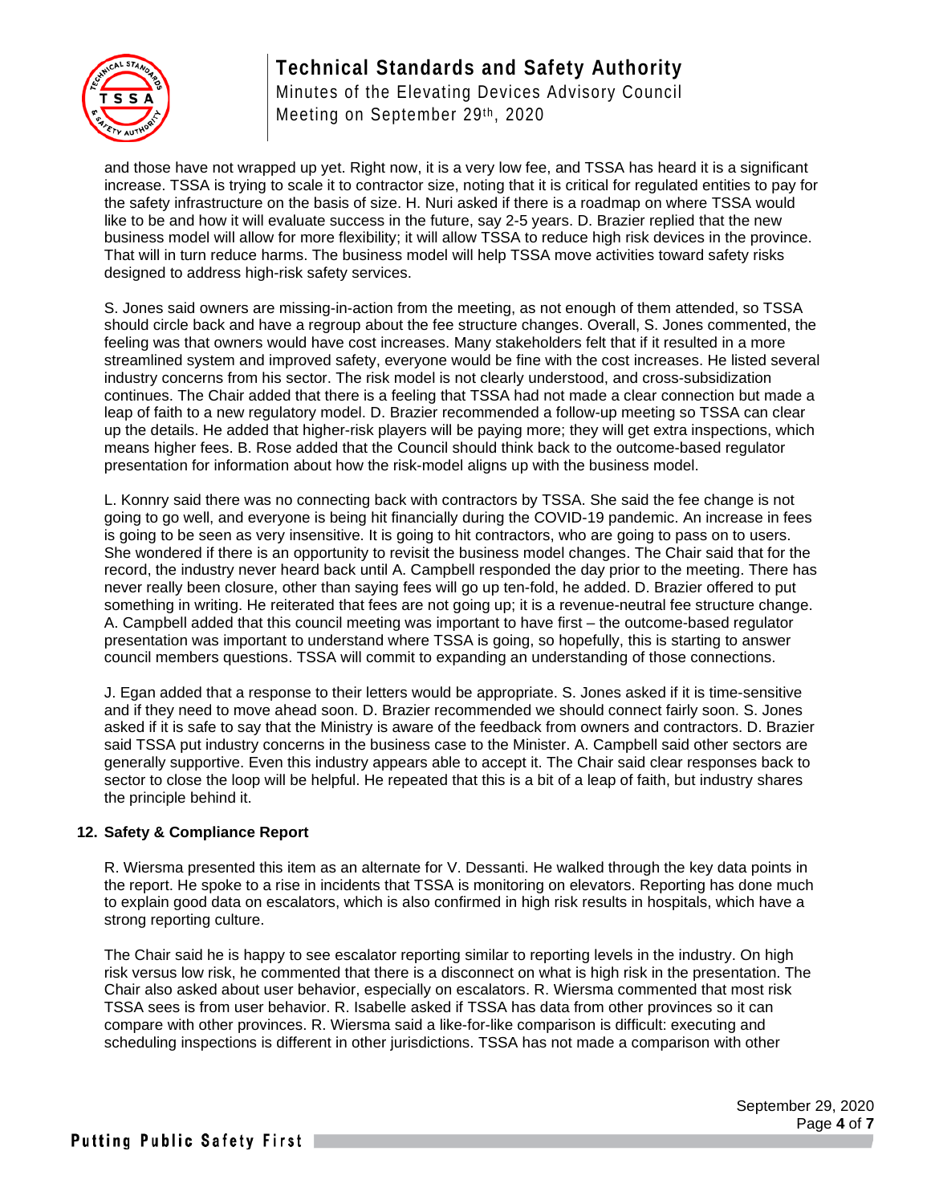and those have not wrapped up yet. Right now, it is a very low fee, and TSSA has heard it is a significant increase. TSSA is trying to scale it to contractor size, noting that it is critical for regulated entities to pay for the safety infrastructure on the basis of size. H. Nuri asked if there is a roadmap on where TSSA would like to be and how it will evaluate success in the future, say 2-5 years. D. Brazier replied that the new business model will allow for more flexibility; it will allow TSSA to reduce high risk devices in the province. That will in turn reduce harms. The business model will help TSSA move activities toward safety risks designed to address high-risk safety services.

S. Jones said owners are missing-in-action from the meeting, as not enough of them attended, so TSSA should circle back and have a regroup about the fee structure changes. Overall, S. Jones commented, the feeling was that owners would have cost increases. Many stakeholders felt that if it resulted in a more streamlined system and improved safety, everyone would be fine with the cost increases. He listed several industry concerns from his sector. The risk model is not clearly understood, and cross-subsidization continues. The Chair added that there is a feeling that TSSA had not made a clear connection but made a leap of faith to a new regulatory model. D. Brazier recommended a follow-up meeting so TSSA can clear up the details. He added that higher-risk players will be paying more; they will get extra inspections, which means higher fees. B. Rose added that the Council should think back to the outcome-based regulator presentation for information about how the risk-model aligns up with the business model.

L. Konnry said there was no connecting back with contractors by TSSA. She said the fee change is not going to go well, and everyone is being hit financially during the COVID-19 pandemic. An increase in fees is going to be seen as very insensitive. It is going to hit contractors, who are going to pass on to users. She wondered if there is an opportunity to revisit the business model changes. The Chair said that for the record, the industry never heard back until A. Campbell responded the day prior to the meeting. There has never really been closure, other than saying fees will go up ten-fold, he added. D. Brazier offered to put something in writing. He reiterated that fees are not going up; it is a revenue-neutral fee structure change. A. Campbell added that this council meeting was important to have first – the outcome-based regulator presentation was important to understand where TSSA is going, so hopefully, this is starting to answer council members questions. TSSA will commit to expanding an understanding of those connections.

J. Egan added that a response to their letters would be appropriate. S. Jones asked if it is time-sensitive and if they need to move ahead soon. D. Brazier recommended we should connect fairly soon. S. Jones asked if it is safe to say that the Ministry is aware of the feedback from owners and contractors. D. Brazier said TSSA put industry concerns in the business case to the Minister. A. Campbell said other sectors are generally supportive. Even this industry appears able to accept it. The Chair said clear responses back to sector to close the loop will be helpful. He repeated that this is a bit of a leap of faith, but industry shares the principle behind it.

## 12. Safety & Compliance Report

R. Wiersma presented this item as an alternate for V. Dessanti. He walked through the key data points in the report. He spoke to a rise in incidents that TSSA is monitoring on elevators. Reporting has done much to explain good data on escalators, which is also confirmed in high risk results in hospitals, which have a strong reporting culture.

The Chair said he is happy to see escalator reporting similar to reporting levels in the industry. On high risk versus low risk, he commented that there is a disconnect on what is high risk in the presentation. The Chair also asked about user behavior, especially on escalators. R. Wiersma commented that most risk TSSA sees is from user behavior. R. Isabelle asked if TSSA has data from other provinces so it can compare with other provinces. R. Wiersma said a like-for-like comparison is difficult: executing and scheduling inspections is different in other jurisdictions. TSSA has not made a comparison with other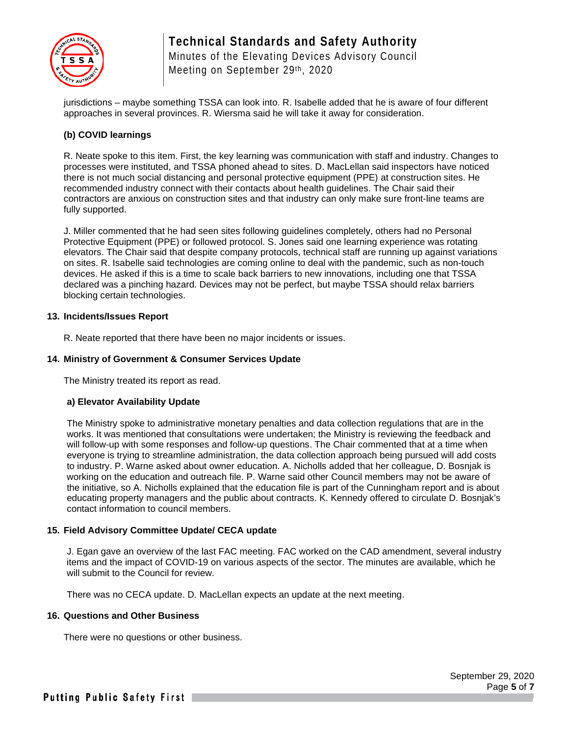jurisdictions – maybe something TSSA can look into. R. Isabelle added that he is aware of four different approaches in several provinces. R. Wiersma said he will take it away for consideration.

**(b) COVID learnings**

R. Neate spoke to this item. First, the key learning was communication with staff and industry. Changes to processes were instituted, and TSSA phoned ahead to sites. D. MacLellan said inspectors have noticed there is not much social distancing and personal protective equipment (PPE) at construction sites. He recommended industry connect with their contacts about health guidelines. The Chair said their contractors are anxious on construction sites and that industry can only make sure front-line teams are fully supported.

J. Miller commented that he had seen sites following guidelines completely, others had no Personal Protective Equipment (PPE) or followed protocol. S. Jones said one learning experience was rotating elevators. The Chair said that despite company protocols, technical staff are running up against variations on sites. R. Isabelle said technologies are coming online to deal with the pandemic, such as non-touch devices. He asked if this is a time to scale back barriers to new innovations, including one that TSSA declared was a pinching hazard. Devices may not be perfect, but maybe TSSA should relax barriers blocking certain technologies.

**13. Incidents/Issues Report**

R. Neate reported that there have been no major incidents or issues.

**14. Ministry of Government & Consumer Services Update**

The Ministry treated its report as read.

**a) Elevator Availability Update**

The Ministry spoke to administrative monetary penalties and data collection regulations that are in the works. It was mentioned that consultations were undertaken; the Ministry is reviewing the feedback and will follow-up with some responses and follow-up questions. The Chair commented that at a time when everyone is trying to streamline administration, the data collection approach being pursued will add costs to industry. P. Warne asked about owner education. A. Nicholls added that her colleague, D. Bosnjak is working on the education and outreach file. P. Warne said other Council members may not be aware of the initiative, so A. Nicholls explained that the education file is part of the Cunningham report and is about educating property managers and the public about contracts. K. Kennedy offered to circulate D. Bosnjak's contact information to council members.

**15. Field Advisory Committee Update/ CECA update**

J. Egan gave an overview of the last FAC meeting. FAC worked on the CAD amendment, several industry items and the impact of COVID-19 on various aspects of the sector. The minutes are available, which he will submit to the Council for review.

There was no CECA update. D. MacLellan expects an update at the next meeting.

**16. Questions and Other Business**

There were no questions or other business.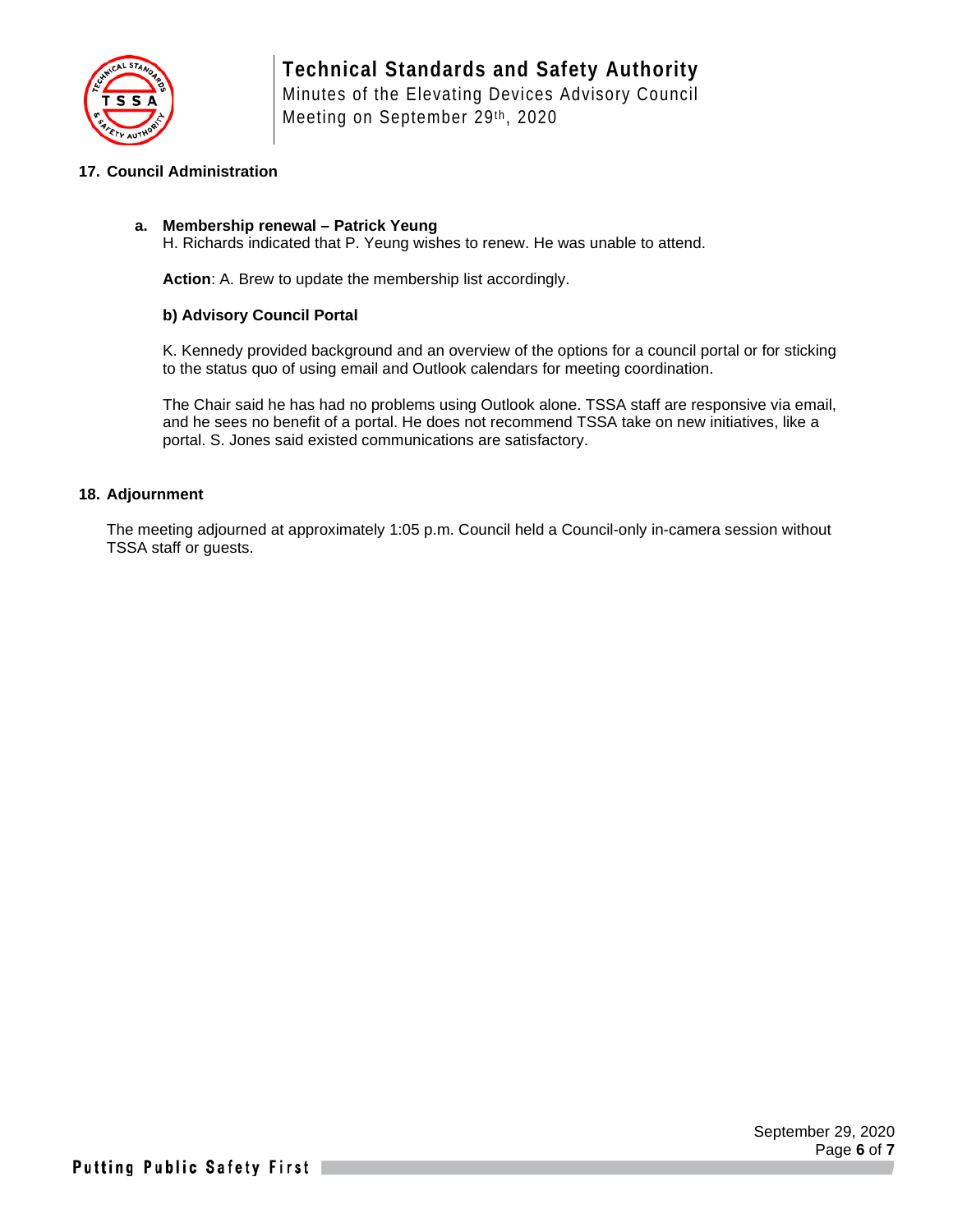## 17. Council Administration

### a. Membership renewal – Patrick Yeung

H. Richards indicated that P. Yeung wishes to renew. He was unable to attend.

**Action**: A. Brew to update the membership list accordingly.

### b) Advisory Council Portal

K. Kennedy provided background and an overview of the options for a council portal or for sticking to the status quo of using email and Outlook calendars for meeting coordination.

The Chair said he has had no problems using Outlook alone. TSSA staff are responsive via email, and he sees no benefit of a portal. He does not recommend TSSA take on new initiatives, like a portal. S. Jones said existed communications are satisfactory.

## 18. Adjournment

The meeting adjourned at approximately 1:05 p.m. Council held a Council-only in-camera session without TSSA staff or guests.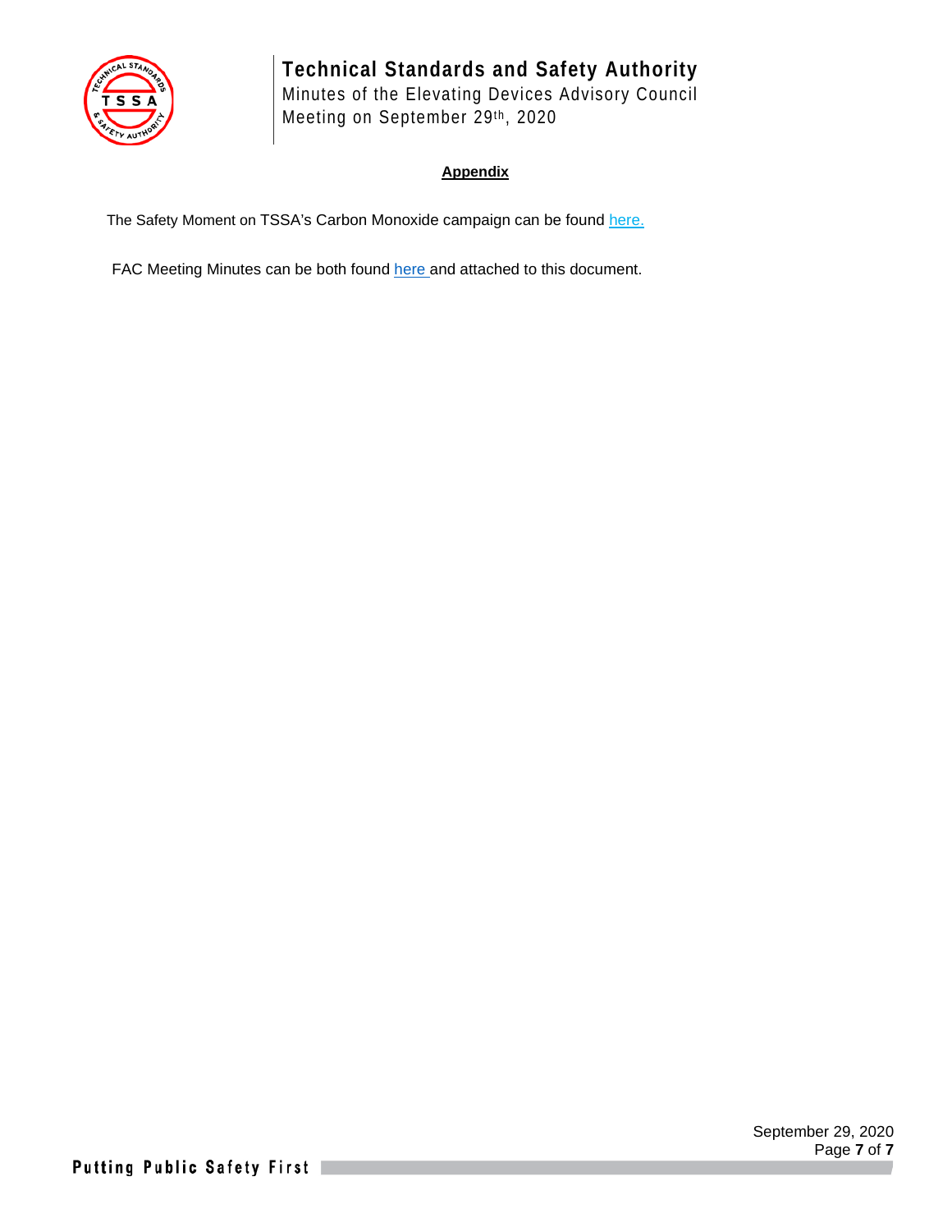**Appendix**

The Safety Moment on TSSA's Carbon Monoxide campaign can be found here.

FAC Meeting Minutes can be both found here and attached to this document.